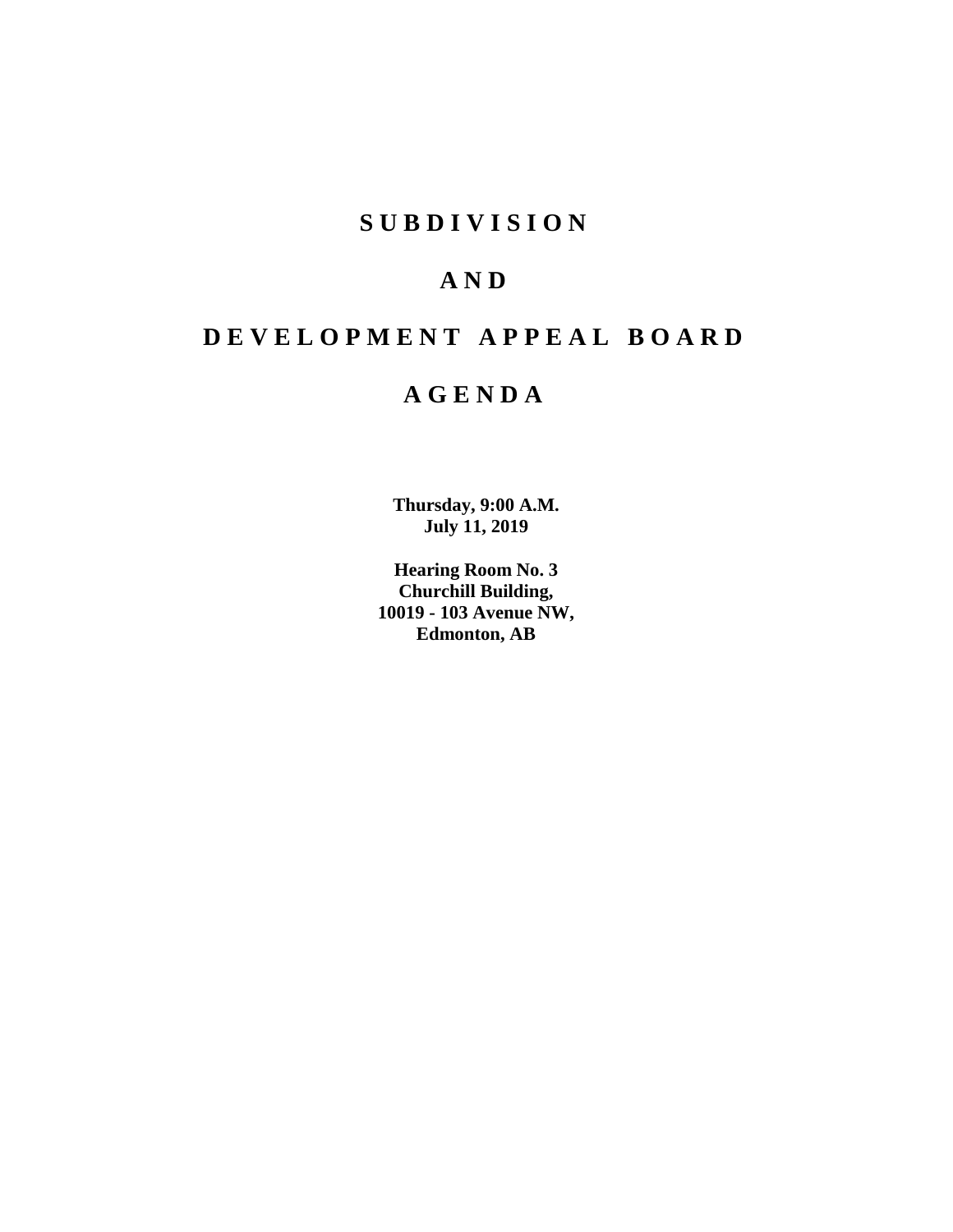# S U B D I V I S I O N

# A N D

# D E V E L O P M E N T   A P P E A L   B O A R D

# A G E N D A

**Thursday, 9:00 A.M.**
**July 11, 2019**

**Hearing Room No. 3**
**Churchill Building,**
**10019 - 103 Avenue NW,**
**Edmonton, AB**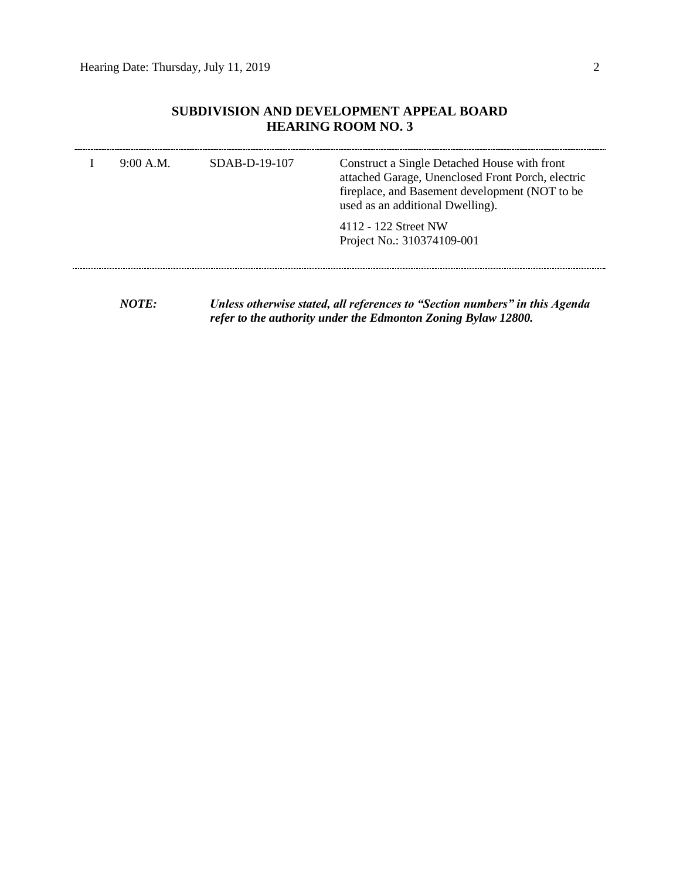## SUBDIVISION AND DEVELOPMENT APPEAL BOARD
## HEARING ROOM NO. 3

| | | | |
|---|---|---|---|
| I | 9:00 A.M. | SDAB-D-19-107 | Construct a Single Detached House with front attached Garage, Unenclosed Front Porch, electric fireplace, and Basement development (NOT to be used as an additional Dwelling).<br><br>4112 - 122 Street NW<br>Project No.: 310374109-001 |

***NOTE:*** ***Unless otherwise stated, all references to "Section numbers" in this Agenda refer to the authority under the Edmonton Zoning Bylaw 12800.***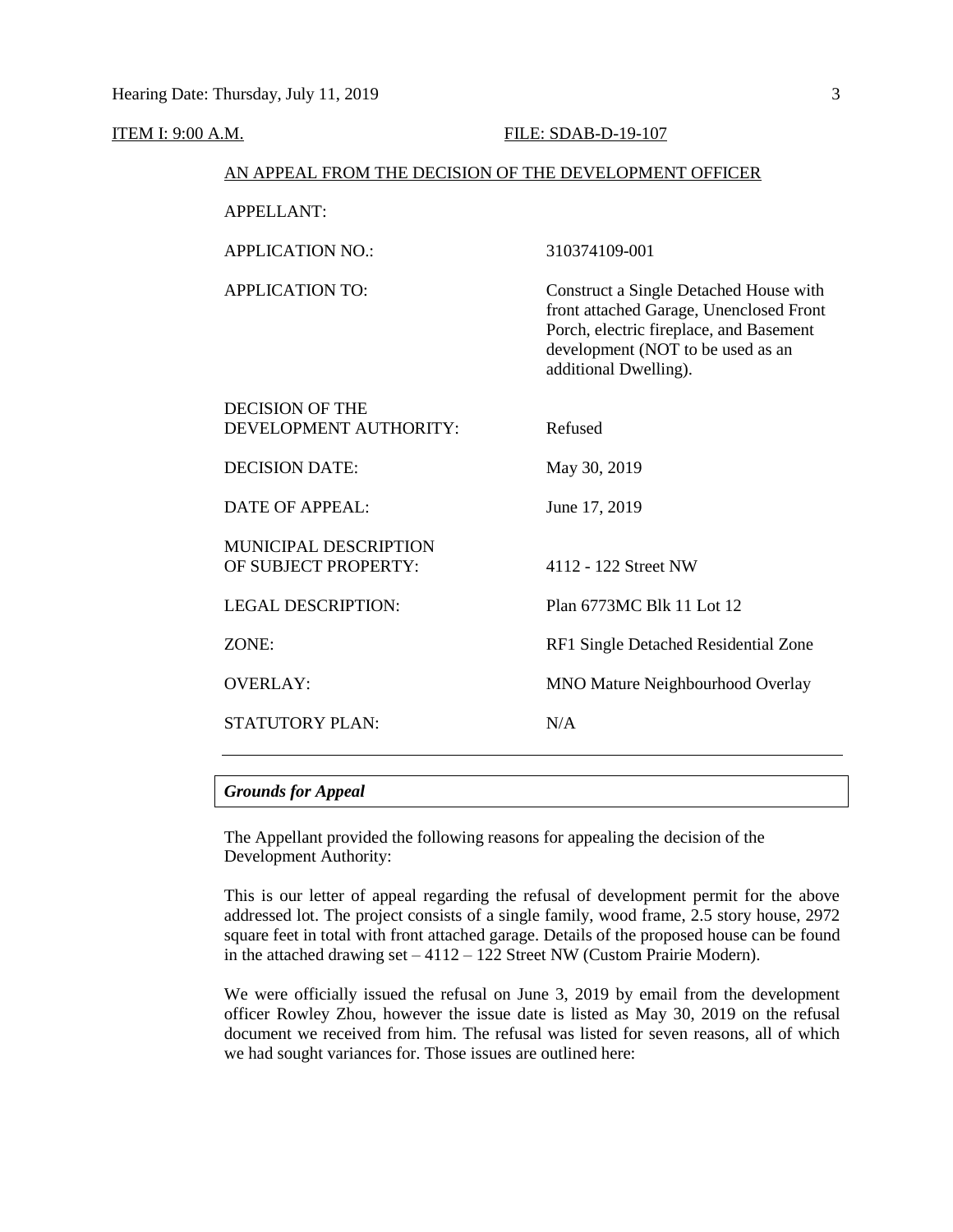ITEM I: 9:00 A.M. FILE: SDAB-D-19-107

AN APPEAL FROM THE DECISION OF THE DEVELOPMENT OFFICER

| | |
|---|---|
| APPELLANT: | |
| APPLICATION NO.: | 310374109-001 |
| APPLICATION TO: | Construct a Single Detached House with front attached Garage, Unenclosed Front Porch, electric fireplace, and Basement development (NOT to be used as an additional Dwelling). |
| DECISION OF THE DEVELOPMENT AUTHORITY: | Refused |
| DECISION DATE: | May 30, 2019 |
| DATE OF APPEAL: | June 17, 2019 |
| MUNICIPAL DESCRIPTION OF SUBJECT PROPERTY: | 4112 - 122 Street NW |
| LEGAL DESCRIPTION: | Plan 6773MC Blk 11 Lot 12 |
| ZONE: | RF1 Single Detached Residential Zone |
| OVERLAY: | MNO Mature Neighbourhood Overlay |
| STATUTORY PLAN: | N/A |

---

***Grounds for Appeal***

The Appellant provided the following reasons for appealing the decision of the Development Authority:

This is our letter of appeal regarding the refusal of development permit for the above addressed lot. The project consists of a single family, wood frame, 2.5 story house, 2972 square feet in total with front attached garage. Details of the proposed house can be found in the attached drawing set – 4112 – 122 Street NW (Custom Prairie Modern).

We were officially issued the refusal on June 3, 2019 by email from the development officer Rowley Zhou, however the issue date is listed as May 30, 2019 on the refusal document we received from him. The refusal was listed for seven reasons, all of which we had sought variances for. Those issues are outlined here: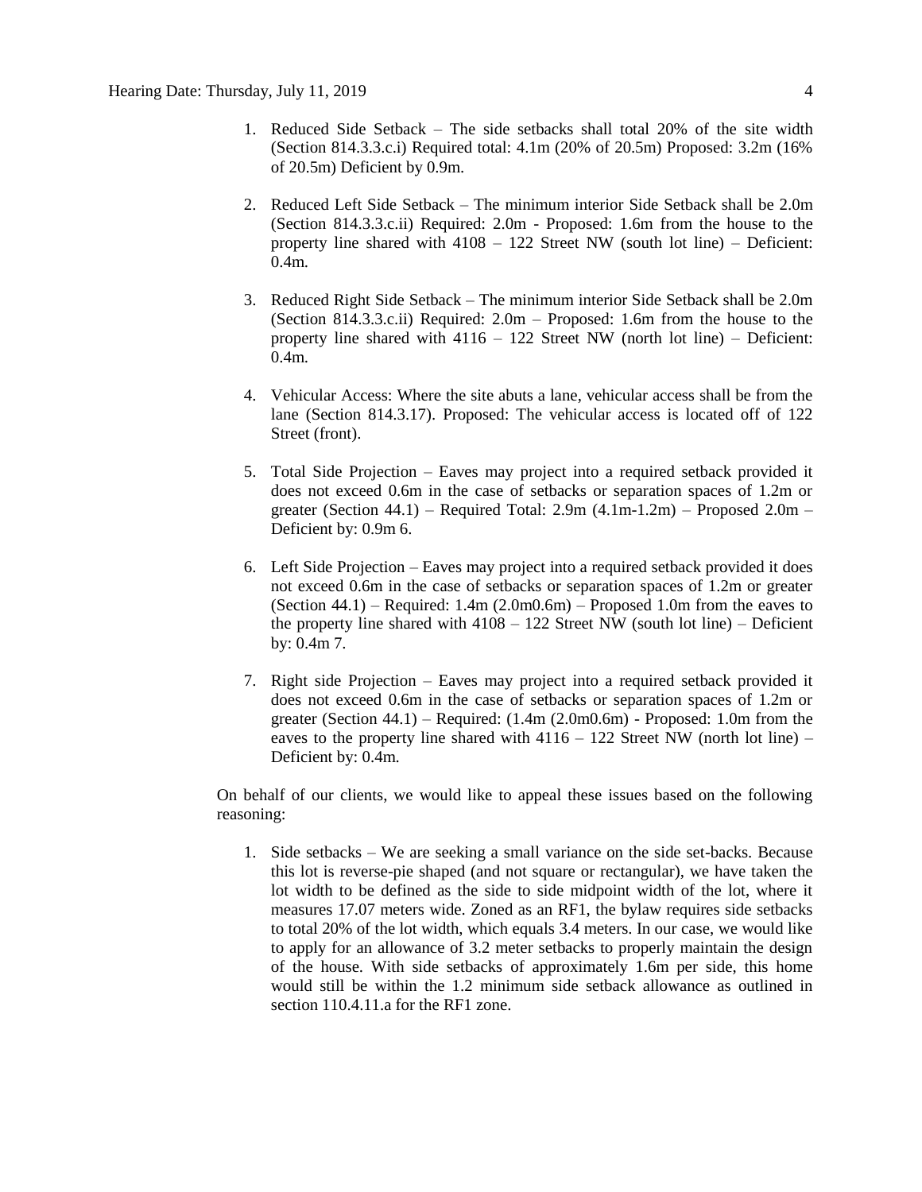1. Reduced Side Setback – The side setbacks shall total 20% of the site width (Section 814.3.3.c.i) Required total: 4.1m (20% of 20.5m) Proposed: 3.2m (16% of 20.5m) Deficient by 0.9m.

2. Reduced Left Side Setback – The minimum interior Side Setback shall be 2.0m (Section 814.3.3.c.ii) Required: 2.0m - Proposed: 1.6m from the house to the property line shared with 4108 – 122 Street NW (south lot line) – Deficient: 0.4m.

3. Reduced Right Side Setback – The minimum interior Side Setback shall be 2.0m (Section 814.3.3.c.ii) Required: 2.0m – Proposed: 1.6m from the house to the property line shared with 4116 – 122 Street NW (north lot line) – Deficient: 0.4m.

4. Vehicular Access: Where the site abuts a lane, vehicular access shall be from the lane (Section 814.3.17). Proposed: The vehicular access is located off of 122 Street (front).

5. Total Side Projection – Eaves may project into a required setback provided it does not exceed 0.6m in the case of setbacks or separation spaces of 1.2m or greater (Section 44.1) – Required Total: 2.9m (4.1m-1.2m) – Proposed 2.0m – Deficient by: 0.9m 6.

6. Left Side Projection – Eaves may project into a required setback provided it does not exceed 0.6m in the case of setbacks or separation spaces of 1.2m or greater (Section 44.1) – Required: 1.4m (2.0m0.6m) – Proposed 1.0m from the eaves to the property line shared with 4108 – 122 Street NW (south lot line) – Deficient by: 0.4m 7.

7. Right side Projection – Eaves may project into a required setback provided it does not exceed 0.6m in the case of setbacks or separation spaces of 1.2m or greater (Section 44.1) – Required: (1.4m (2.0m0.6m) - Proposed: 1.0m from the eaves to the property line shared with 4116 – 122 Street NW (north lot line) – Deficient by: 0.4m.

On behalf of our clients, we would like to appeal these issues based on the following reasoning:

1. Side setbacks – We are seeking a small variance on the side set-backs. Because this lot is reverse-pie shaped (and not square or rectangular), we have taken the lot width to be defined as the side to side midpoint width of the lot, where it measures 17.07 meters wide. Zoned as an RF1, the bylaw requires side setbacks to total 20% of the lot width, which equals 3.4 meters. In our case, we would like to apply for an allowance of 3.2 meter setbacks to properly maintain the design of the house. With side setbacks of approximately 1.6m per side, this home would still be within the 1.2 minimum side setback allowance as outlined in section 110.4.11.a for the RF1 zone.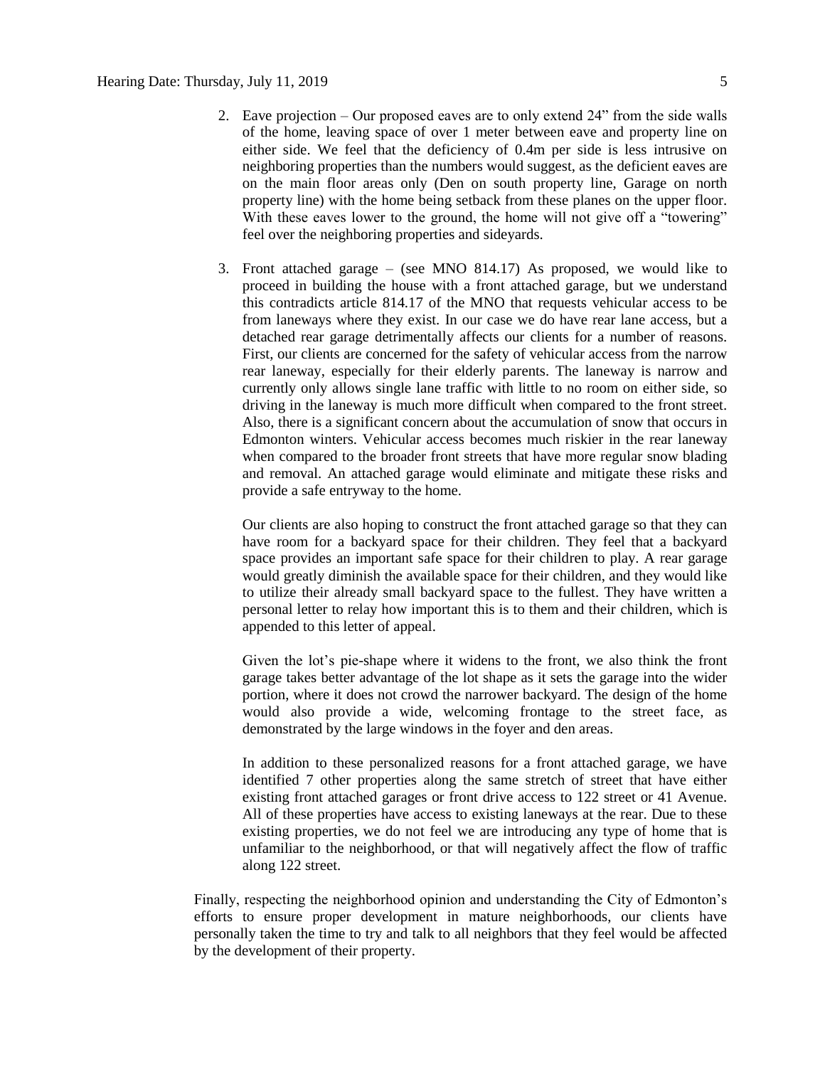2. Eave projection – Our proposed eaves are to only extend 24" from the side walls of the home, leaving space of over 1 meter between eave and property line on either side. We feel that the deficiency of 0.4m per side is less intrusive on neighboring properties than the numbers would suggest, as the deficient eaves are on the main floor areas only (Den on south property line, Garage on north property line) with the home being setback from these planes on the upper floor. With these eaves lower to the ground, the home will not give off a "towering" feel over the neighboring properties and sideyards.

3. Front attached garage – (see MNO 814.17) As proposed, we would like to proceed in building the house with a front attached garage, but we understand this contradicts article 814.17 of the MNO that requests vehicular access to be from laneways where they exist. In our case we do have rear lane access, but a detached rear garage detrimentally affects our clients for a number of reasons. First, our clients are concerned for the safety of vehicular access from the narrow rear laneway, especially for their elderly parents. The laneway is narrow and currently only allows single lane traffic with little to no room on either side, so driving in the laneway is much more difficult when compared to the front street. Also, there is a significant concern about the accumulation of snow that occurs in Edmonton winters. Vehicular access becomes much riskier in the rear laneway when compared to the broader front streets that have more regular snow blading and removal. An attached garage would eliminate and mitigate these risks and provide a safe entryway to the home.

   Our clients are also hoping to construct the front attached garage so that they can have room for a backyard space for their children. They feel that a backyard space provides an important safe space for their children to play. A rear garage would greatly diminish the available space for their children, and they would like to utilize their already small backyard space to the fullest. They have written a personal letter to relay how important this is to them and their children, which is appended to this letter of appeal.

   Given the lot's pie-shape where it widens to the front, we also think the front garage takes better advantage of the lot shape as it sets the garage into the wider portion, where it does not crowd the narrower backyard. The design of the home would also provide a wide, welcoming frontage to the street face, as demonstrated by the large windows in the foyer and den areas.

   In addition to these personalized reasons for a front attached garage, we have identified 7 other properties along the same stretch of street that have either existing front attached garages or front drive access to 122 street or 41 Avenue. All of these properties have access to existing laneways at the rear. Due to these existing properties, we do not feel we are introducing any type of home that is unfamiliar to the neighborhood, or that will negatively affect the flow of traffic along 122 street.

Finally, respecting the neighborhood opinion and understanding the City of Edmonton's efforts to ensure proper development in mature neighborhoods, our clients have personally taken the time to try and talk to all neighbors that they feel would be affected by the development of their property.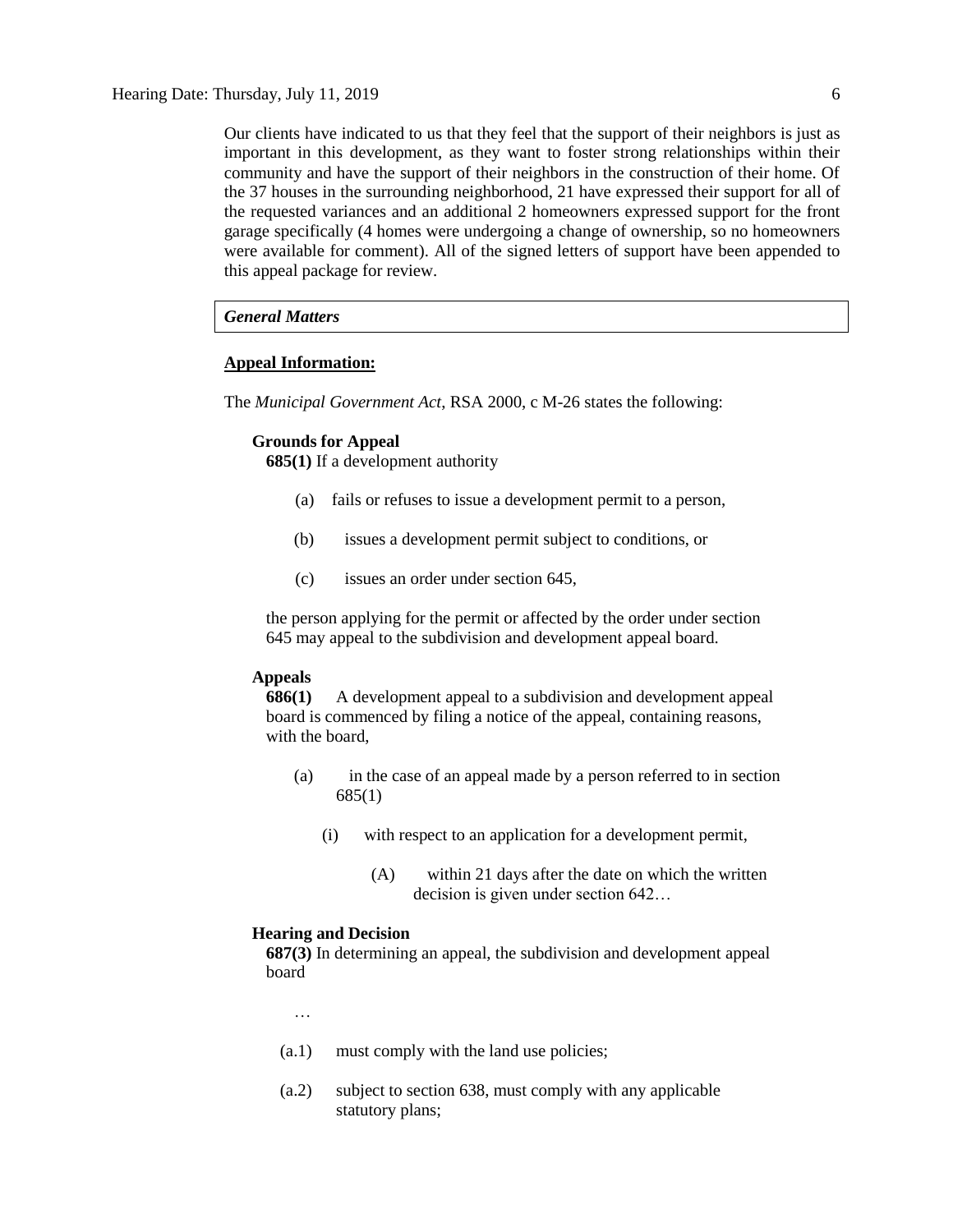Our clients have indicated to us that they feel that the support of their neighbors is just as important in this development, as they want to foster strong relationships within their community and have the support of their neighbors in the construction of their home. Of the 37 houses in the surrounding neighborhood, 21 have expressed their support for all of the requested variances and an additional 2 homeowners expressed support for the front garage specifically (4 homes were undergoing a change of ownership, so no homeowners were available for comment). All of the signed letters of support have been appended to this appeal package for review.

***General Matters***

**Appeal Information:**

The *Municipal Government Act*, RSA 2000, c M-26 states the following:

**Grounds for Appeal**

**685(1)** If a development authority

(a) fails or refuses to issue a development permit to a person,

(b) issues a development permit subject to conditions, or

(c) issues an order under section 645,

the person applying for the permit or affected by the order under section 645 may appeal to the subdivision and development appeal board.

**Appeals**

**686(1)** A development appeal to a subdivision and development appeal board is commenced by filing a notice of the appeal, containing reasons, with the board,

(a) in the case of an appeal made by a person referred to in section 685(1)

(i) with respect to an application for a development permit,

(A) within 21 days after the date on which the written decision is given under section 642…

**Hearing and Decision**

**687(3)** In determining an appeal, the subdivision and development appeal board

…

(a.1) must comply with the land use policies;

(a.2) subject to section 638, must comply with any applicable statutory plans;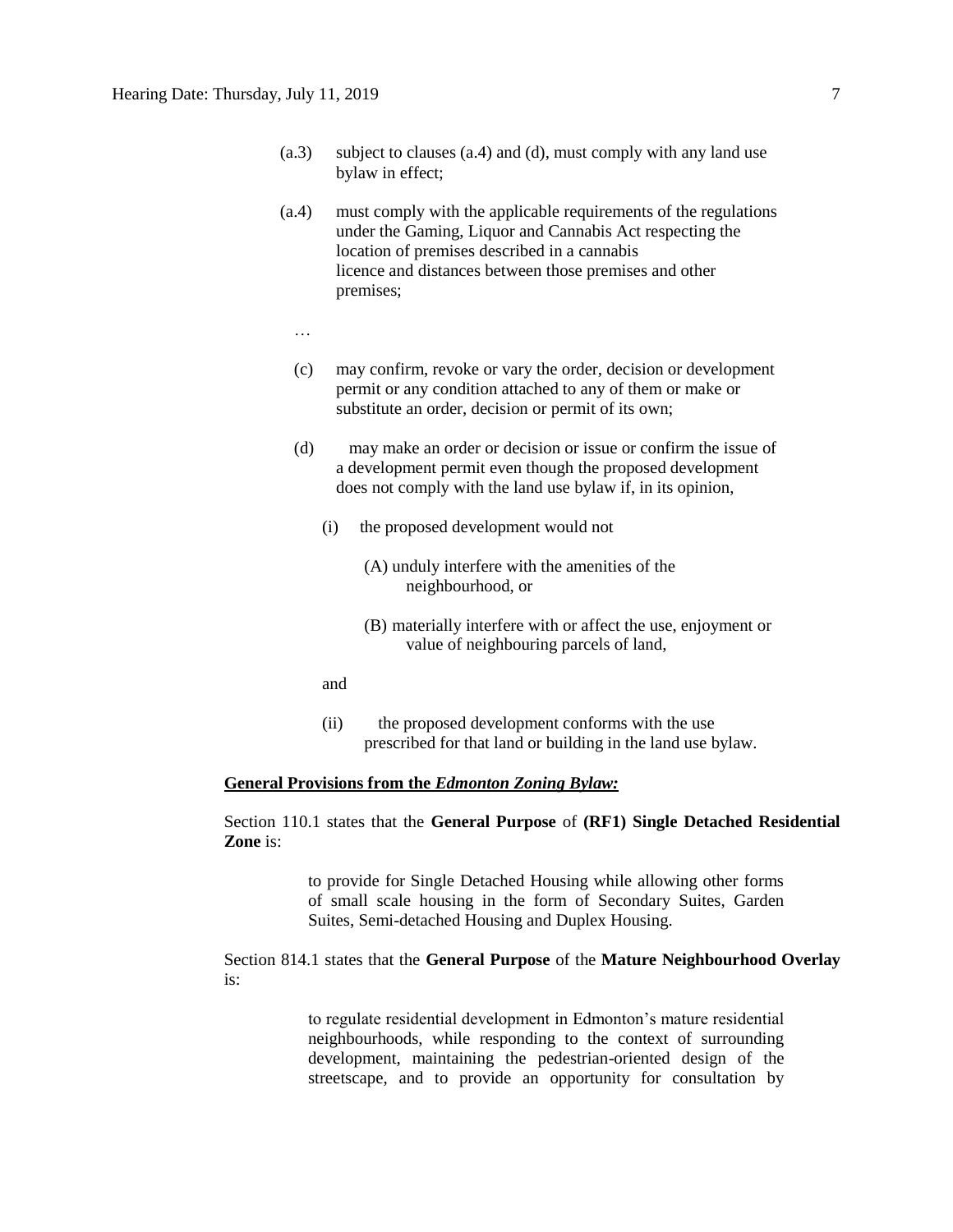(a.3) subject to clauses (a.4) and (d), must comply with any land use bylaw in effect;

(a.4) must comply with the applicable requirements of the regulations under the Gaming, Liquor and Cannabis Act respecting the location of premises described in a cannabis licence and distances between those premises and other premises;

…

(c) may confirm, revoke or vary the order, decision or development permit or any condition attached to any of them or make or substitute an order, decision or permit of its own;

(d) may make an order or decision or issue or confirm the issue of a development permit even though the proposed development does not comply with the land use bylaw if, in its opinion,

(i) the proposed development would not

(A) unduly interfere with the amenities of the neighbourhood, or

(B) materially interfere with or affect the use, enjoyment or value of neighbouring parcels of land,

and

(ii) the proposed development conforms with the use prescribed for that land or building in the land use bylaw.

**General Provisions from the *Edmonton Zoning Bylaw:***

Section 110.1 states that the **General Purpose** of **(RF1) Single Detached Residential Zone** is:

> to provide for Single Detached Housing while allowing other forms of small scale housing in the form of Secondary Suites, Garden Suites, Semi-detached Housing and Duplex Housing.

Section 814.1 states that the **General Purpose** of the **Mature Neighbourhood Overlay** is:

> to regulate residential development in Edmonton's mature residential neighbourhoods, while responding to the context of surrounding development, maintaining the pedestrian-oriented design of the streetscape, and to provide an opportunity for consultation by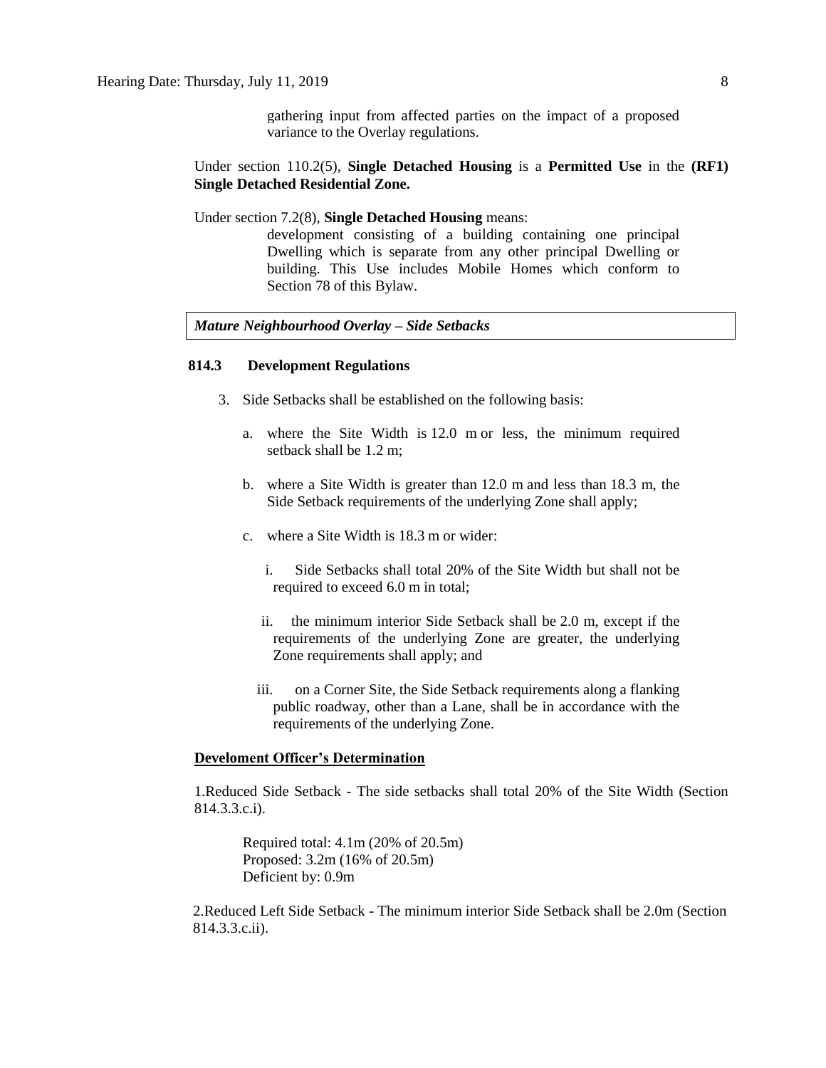gathering input from affected parties on the impact of a proposed variance to the Overlay regulations.

Under section 110.2(5), **Single Detached Housing** is a **Permitted Use** in the **(RF1) Single Detached Residential Zone.**

Under section 7.2(8), **Single Detached Housing** means:

> development consisting of a building containing one principal Dwelling which is separate from any other principal Dwelling or building. This Use includes Mobile Homes which conform to Section 78 of this Bylaw.

***Mature Neighbourhood Overlay – Side Setbacks***

**814.3 Development Regulations**

3. Side Setbacks shall be established on the following basis:

   a. where the Site Width is 12.0 m or less, the minimum required setback shall be 1.2 m;

   b. where a Site Width is greater than 12.0 m and less than 18.3 m, the Side Setback requirements of the underlying Zone shall apply;

   c. where a Site Width is 18.3 m or wider:

      i. Side Setbacks shall total 20% of the Site Width but shall not be required to exceed 6.0 m in total;

      ii. the minimum interior Side Setback shall be 2.0 m, except if the requirements of the underlying Zone are greater, the underlying Zone requirements shall apply; and

      iii. on a Corner Site, the Side Setback requirements along a flanking public roadway, other than a Lane, shall be in accordance with the requirements of the underlying Zone.

**Develoment Officer's Determination**

1.Reduced Side Setback - The side setbacks shall total 20% of the Site Width (Section 814.3.3.c.i).

> Required total: 4.1m (20% of 20.5m)
> Proposed: 3.2m (16% of 20.5m)
> Deficient by: 0.9m

2.Reduced Left Side Setback - The minimum interior Side Setback shall be 2.0m (Section 814.3.3.c.ii).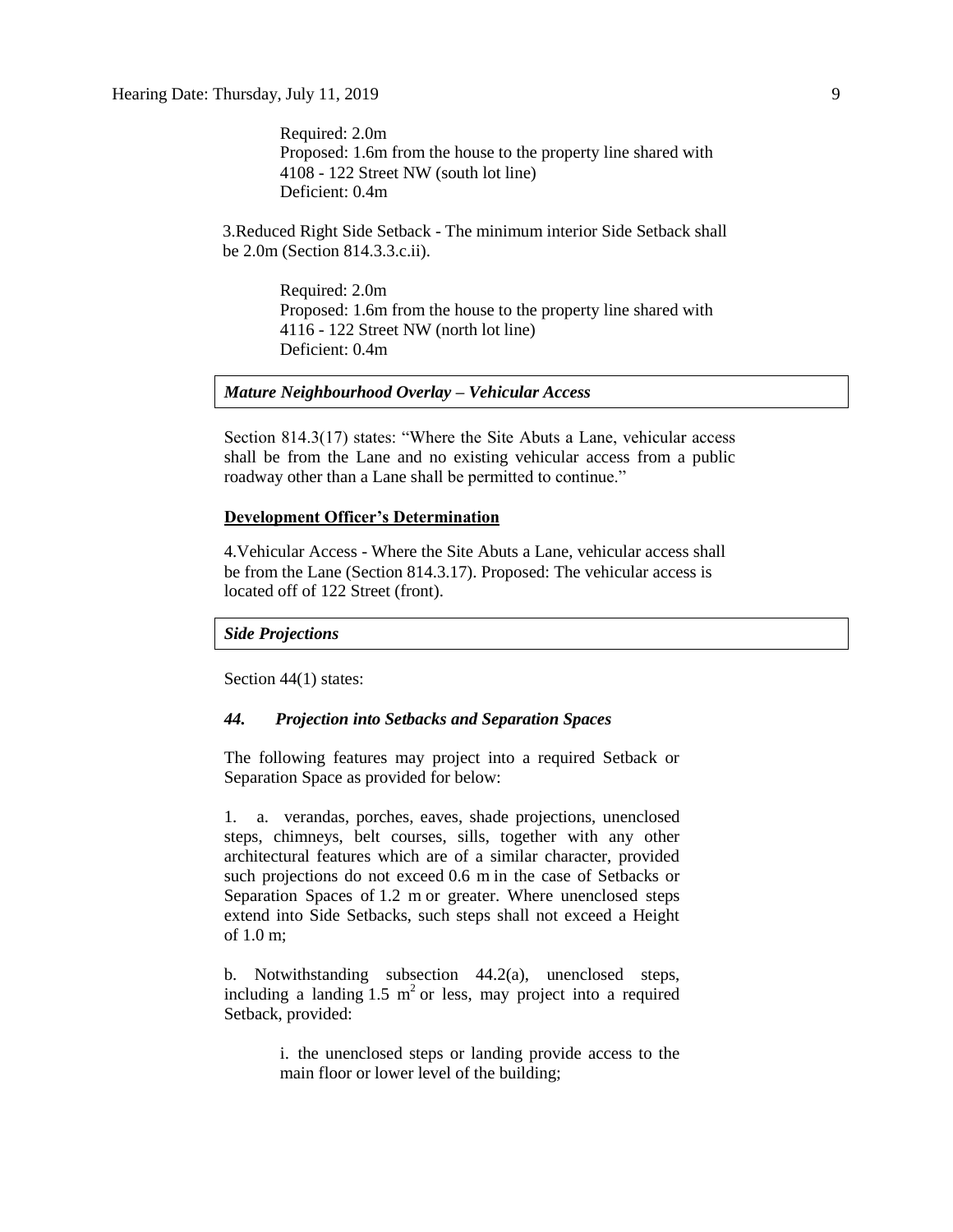Required: 2.0m
Proposed: 1.6m from the house to the property line shared with 4108 - 122 Street NW (south lot line)
Deficient: 0.4m

3.Reduced Right Side Setback - The minimum interior Side Setback shall be 2.0m (Section 814.3.3.c.ii).

Required: 2.0m
Proposed: 1.6m from the house to the property line shared with 4116 - 122 Street NW (north lot line)
Deficient: 0.4m

***Mature Neighbourhood Overlay – Vehicular Access***

Section 814.3(17) states: "Where the Site Abuts a Lane, vehicular access shall be from the Lane and no existing vehicular access from a public roadway other than a Lane shall be permitted to continue."

**Development Officer's Determination**

4.Vehicular Access - Where the Site Abuts a Lane, vehicular access shall be from the Lane (Section 814.3.17). Proposed: The vehicular access is located off of 122 Street (front).

***Side Projections***

Section 44(1) states:

***44. Projection into Setbacks and Separation Spaces***

The following features may project into a required Setback or Separation Space as provided for below:

1. a. verandas, porches, eaves, shade projections, unenclosed steps, chimneys, belt courses, sills, together with any other architectural features which are of a similar character, provided such projections do not exceed 0.6 m in the case of Setbacks or Separation Spaces of 1.2 m or greater. Where unenclosed steps extend into Side Setbacks, such steps shall not exceed a Height of 1.0 m;

b. Notwithstanding subsection 44.2(a), unenclosed steps, including a landing 1.5 $m^2$ or less, may project into a required Setback, provided:

i. the unenclosed steps or landing provide access to the main floor or lower level of the building;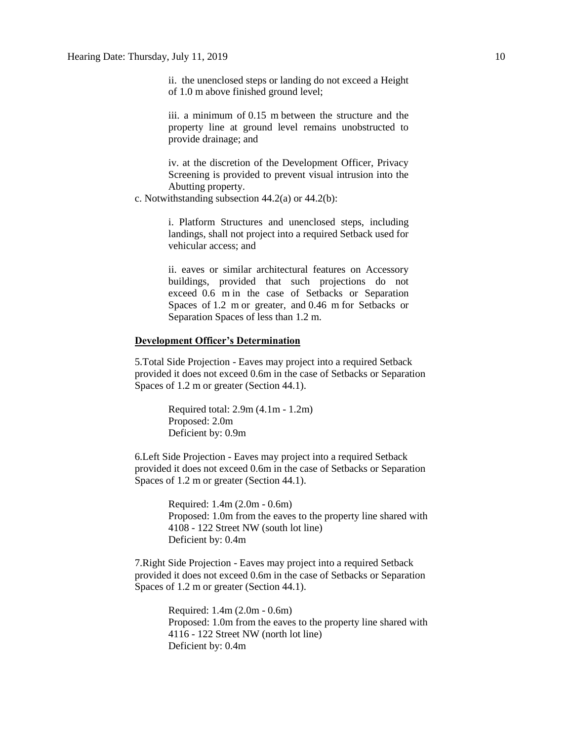ii. the unenclosed steps or landing do not exceed a Height of 1.0 m above finished ground level;

iii. a minimum of 0.15 m between the structure and the property line at ground level remains unobstructed to provide drainage; and

iv. at the discretion of the Development Officer, Privacy Screening is provided to prevent visual intrusion into the Abutting property.

c. Notwithstanding subsection 44.2(a) or 44.2(b):

i. Platform Structures and unenclosed steps, including landings, shall not project into a required Setback used for vehicular access; and

ii. eaves or similar architectural features on Accessory buildings, provided that such projections do not exceed 0.6 m in the case of Setbacks or Separation Spaces of 1.2 m or greater, and 0.46 m for Setbacks or Separation Spaces of less than 1.2 m.

**Development Officer's Determination**

5.Total Side Projection - Eaves may project into a required Setback provided it does not exceed 0.6m in the case of Setbacks or Separation Spaces of 1.2 m or greater (Section 44.1).

Required total: 2.9m (4.1m - 1.2m)
Proposed: 2.0m
Deficient by: 0.9m

6.Left Side Projection - Eaves may project into a required Setback provided it does not exceed 0.6m in the case of Setbacks or Separation Spaces of 1.2 m or greater (Section 44.1).

Required: 1.4m (2.0m - 0.6m)
Proposed: 1.0m from the eaves to the property line shared with 4108 - 122 Street NW (south lot line)
Deficient by: 0.4m

7.Right Side Projection - Eaves may project into a required Setback provided it does not exceed 0.6m in the case of Setbacks or Separation Spaces of 1.2 m or greater (Section 44.1).

Required: 1.4m (2.0m - 0.6m)
Proposed: 1.0m from the eaves to the property line shared with 4116 - 122 Street NW (north lot line)
Deficient by: 0.4m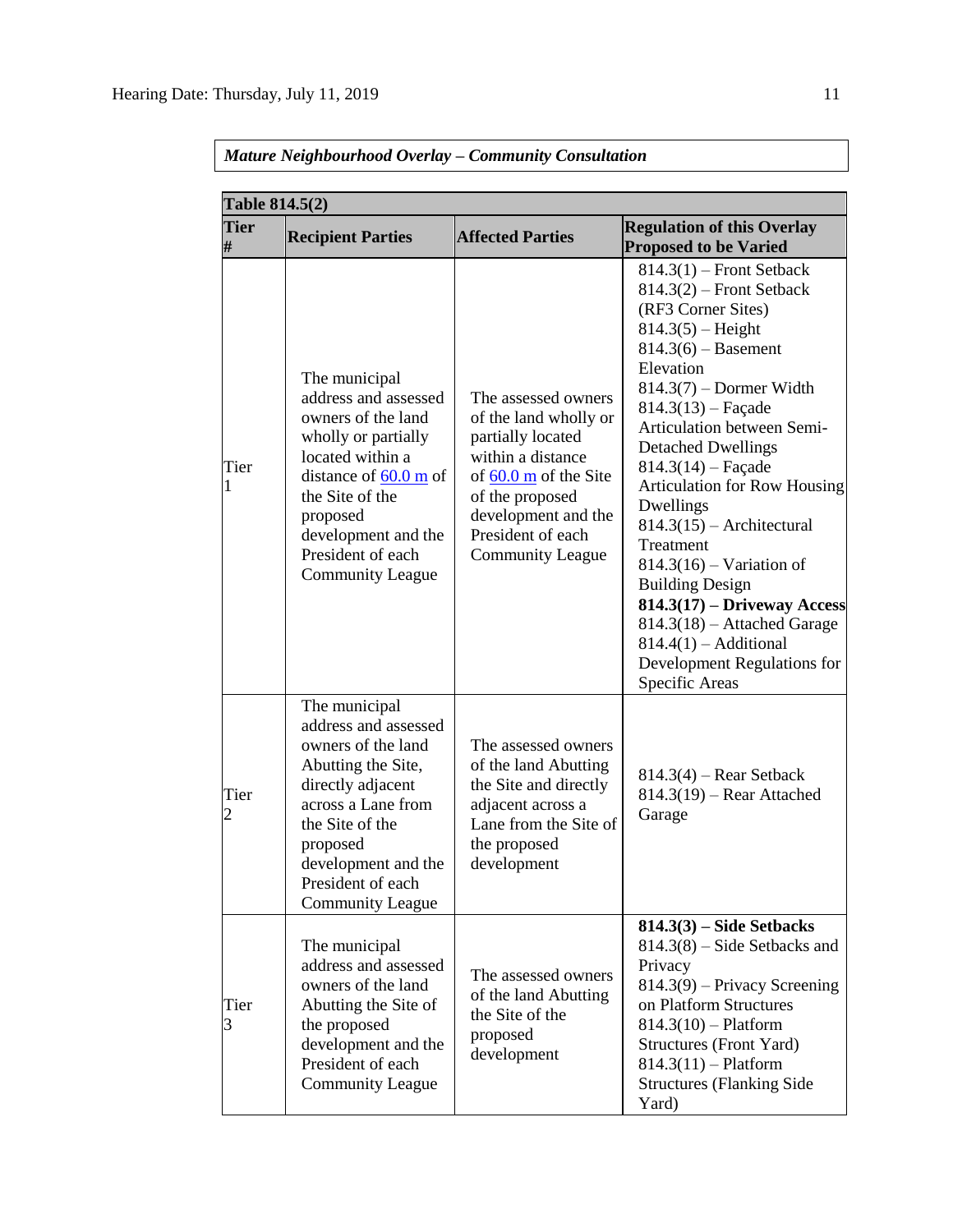***Mature Neighbourhood Overlay – Community Consultation***

| **Table 814.5(2)** | | | |
|---|---|---|---|
| **Tier #** | **Recipient Parties** | **Affected Parties** | **Regulation of this Overlay Proposed to be Varied** |
| Tier 1 | The municipal address and assessed owners of the land wholly or partially located within a distance of 60.0 m of the Site of the proposed development and the President of each Community League | The assessed owners of the land wholly or partially located within a distance of 60.0 m of the Site of the proposed development and the President of each Community League | 814.3(1) – Front Setback<br>814.3(2) – Front Setback (RF3 Corner Sites)<br>814.3(5) – Height<br>814.3(6) – Basement Elevation<br>814.3(7) – Dormer Width<br>814.3(13) – Façade Articulation between Semi-Detached Dwellings<br>814.3(14) – Façade Articulation for Row Housing Dwellings<br>814.3(15) – Architectural Treatment<br>814.3(16) – Variation of Building Design<br>**814.3(17) – Driveway Access**<br>814.3(18) – Attached Garage<br>814.4(1) – Additional Development Regulations for Specific Areas |
| Tier 2 | The municipal address and assessed owners of the land Abutting the Site, directly adjacent across a Lane from the Site of the proposed development and the President of each Community League | The assessed owners of the land Abutting the Site and directly adjacent across a Lane from the Site of the proposed development | 814.3(4) – Rear Setback<br>814.3(19) – Rear Attached Garage |
| Tier 3 | The municipal address and assessed owners of the land Abutting the Site of the proposed development and the President of each Community League | The assessed owners of the land Abutting the Site of the proposed development | **814.3(3) – Side Setbacks**<br>814.3(8) – Side Setbacks and Privacy<br>814.3(9) – Privacy Screening on Platform Structures<br>814.3(10) – Platform Structures (Front Yard)<br>814.3(11) – Platform Structures (Flanking Side Yard) |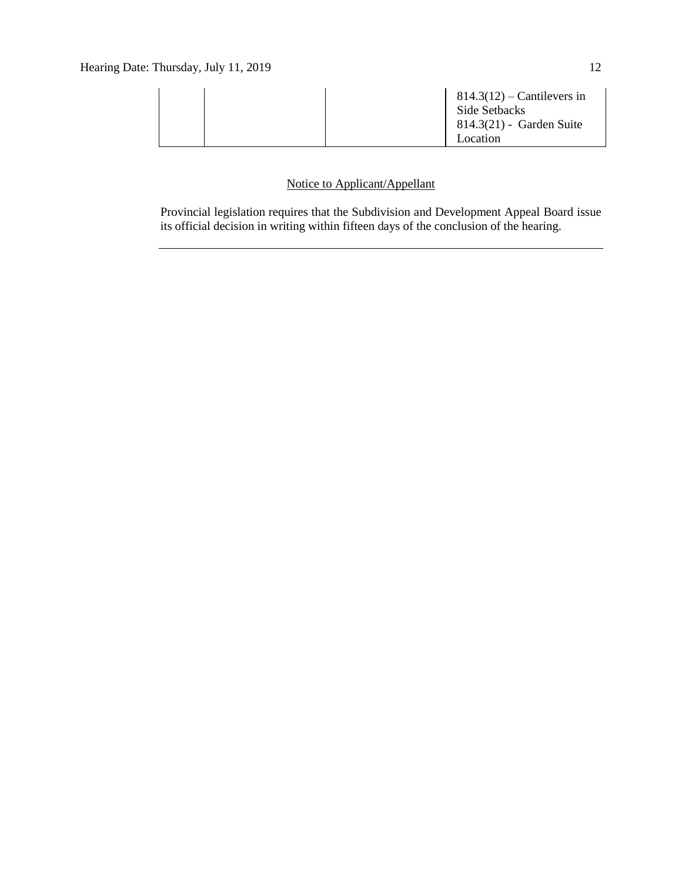| | | | |
|---|---|---|---|
| | | | 814.3(12) – Cantilevers in Side Setbacks<br>814.3(21) - Garden Suite Location |

Notice to Applicant/Appellant

Provincial legislation requires that the Subdivision and Development Appeal Board issue its official decision in writing within fifteen days of the conclusion of the hearing.

---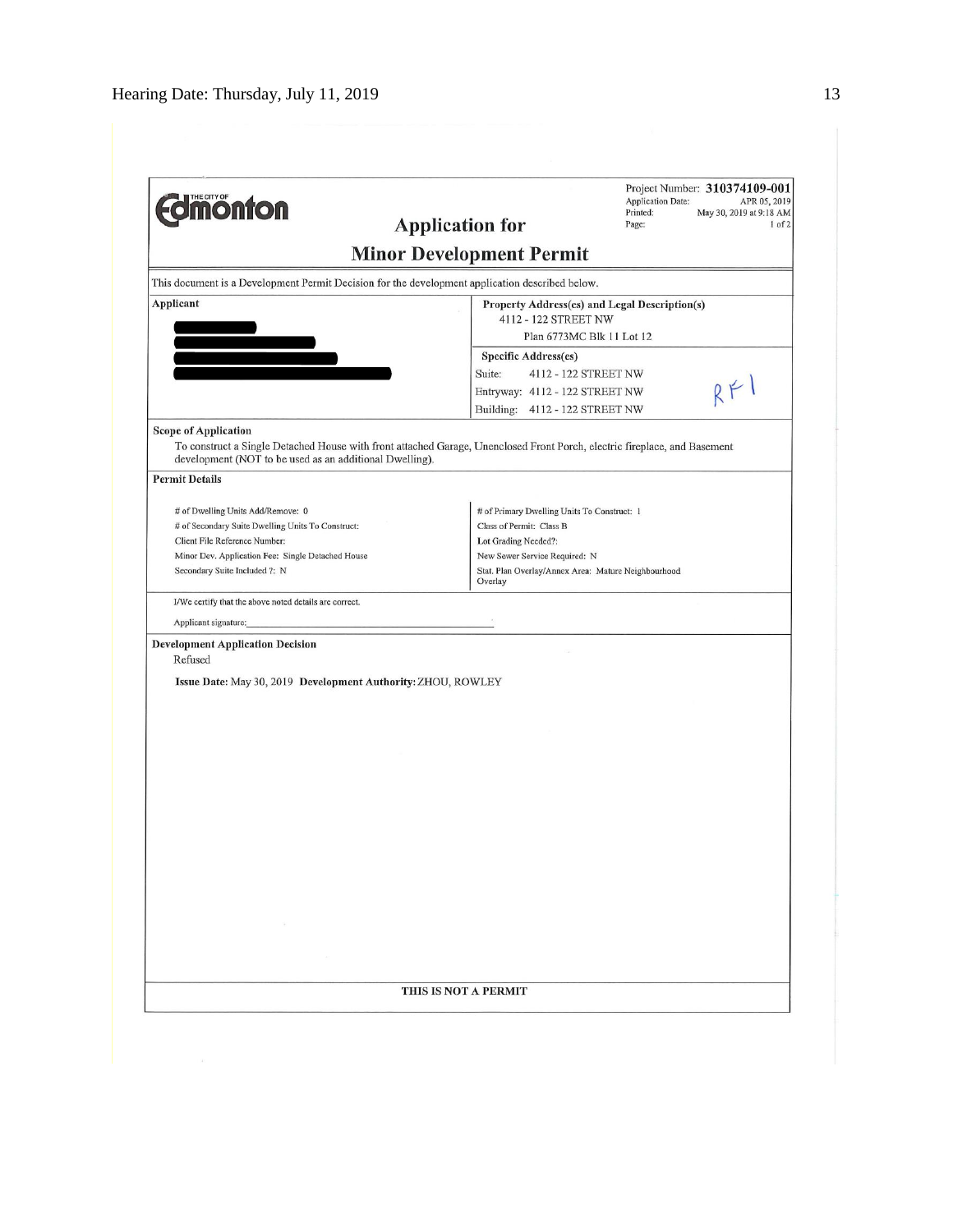**Project Number: 310374109-001**
Application Date: APR 05, 2019
Printed: May 30, 2019 at 9:18 AM
Page: 1 of 2

# Application for Minor Development Permit

This document is a Development Permit Decision for the development application described below.

**Applicant**

**Property Address(es) and Legal Description(s)**
4112 - 122 STREET NW
Plan 6773MC Blk 11 Lot 12

**Specific Address(es)**
Suite: 4112 - 122 STREET NW
Entryway: 4112 - 122 STREET NW
Building: 4112 - 122 STREET NW

RF1

**Scope of Application**

To construct a Single Detached House with front attached Garage, Unenclosed Front Porch, electric fireplace, and Basement development (NOT to be used as an additional Dwelling).

**Permit Details**

| | |
|---|---|
| # of Dwelling Units Add/Remove: 0 | # of Primary Dwelling Units To Construct: 1 |
| # of Secondary Suite Dwelling Units To Construct: | Class of Permit: Class B |
| Client File Reference Number: | Lot Grading Needed?: |
| Minor Dev. Application Fee: Single Detached House | New Sewer Service Required: N |
| Secondary Suite Included ?: N | Stat. Plan Overlay/Annex Area: Mature Neighbourhood Overlay |

I/We certify that the above noted details are correct.

Applicant signature:

**Development Application Decision**

Refused

**Issue Date:** May 30, 2019 **Development Authority:** ZHOU, ROWLEY

**THIS IS NOT A PERMIT**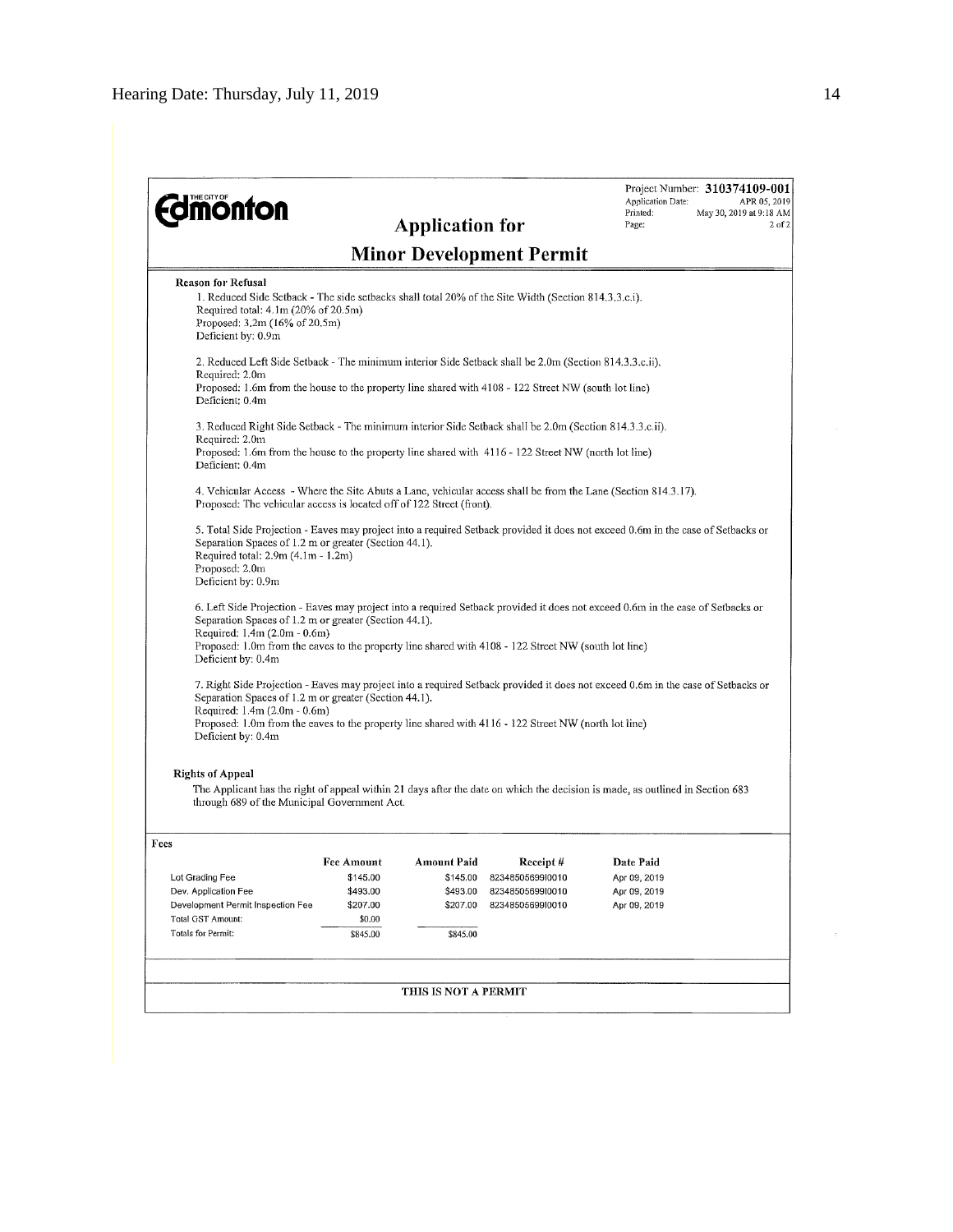**Edmonton** (THE CITY OF)

Project Number: **310374109-001**
Application Date: APR 05, 2019
Printed: May 30, 2019 at 9:18 AM
Page: 2 of 2

# Application for Minor Development Permit

**Reason for Refusal**

1. Reduced Side Setback - The side setbacks shall total 20% of the Site Width (Section 814.3.3.c.i).
Required total: 4.1m (20% of 20.5m)
Proposed: 3.2m (16% of 20.5m)
Deficient by: 0.9m

2. Reduced Left Side Setback - The minimum interior Side Setback shall be 2.0m (Section 814.3.3.c.ii).
Required: 2.0m
Proposed: 1.6m from the house to the property line shared with 4108 - 122 Street NW (south lot line)
Deficient: 0.4m

3. Reduced Right Side Setback - The minimum interior Side Setback shall be 2.0m (Section 814.3.3.c.ii).
Required: 2.0m
Proposed: 1.6m from the house to the property line shared with 4116 - 122 Street NW (north lot line)
Deficient: 0.4m

4. Vehicular Access - Where the Site Abuts a Lane, vehicular access shall be from the Lane (Section 814.3.17).
Proposed: The vehicular access is located off of 122 Street (front).

5. Total Side Projection - Eaves may project into a required Setback provided it does not exceed 0.6m in the case of Setbacks or Separation Spaces of 1.2 m or greater (Section 44.1).
Required total: 2.9m (4.1m - 1.2m)
Proposed: 2.0m
Deficient by: 0.9m

6. Left Side Projection - Eaves may project into a required Setback provided it does not exceed 0.6m in the case of Setbacks or Separation Spaces of 1.2 m or greater (Section 44.1).
Required: 1.4m (2.0m - 0.6m)
Proposed: 1.0m from the eaves to the property line shared with 4108 - 122 Street NW (south lot line)
Deficient by: 0.4m

7. Right Side Projection - Eaves may project into a required Setback provided it does not exceed 0.6m in the case of Setbacks or Separation Spaces of 1.2 m or greater (Section 44.1).
Required: 1.4m (2.0m - 0.6m)
Proposed: 1.0m from the eaves to the property line shared with 4116 - 122 Street NW (north lot line)
Deficient by: 0.4m

**Rights of Appeal**

The Applicant has the right of appeal within 21 days after the date on which the decision is made, as outlined in Section 683 through 689 of the Municipal Government Act.

**Fees**

| | Fee Amount | Amount Paid | Receipt # | Date Paid |
|---|---|---|---|---|
| Lot Grading Fee | $145.00 | $145.00 | 8234850569I0010 | Apr 09, 2019 |
| Dev. Application Fee | $493.00 | $493.00 | 8234850569I0010 | Apr 09, 2019 |
| Development Permit Inspection Fee | $207.00 | $207.00 | 8234850569I0010 | Apr 09, 2019 |
| Total GST Amount: | $0.00 | | | |
| Totals for Permit: | $845.00 | $845.00 | | |

**THIS IS NOT A PERMIT**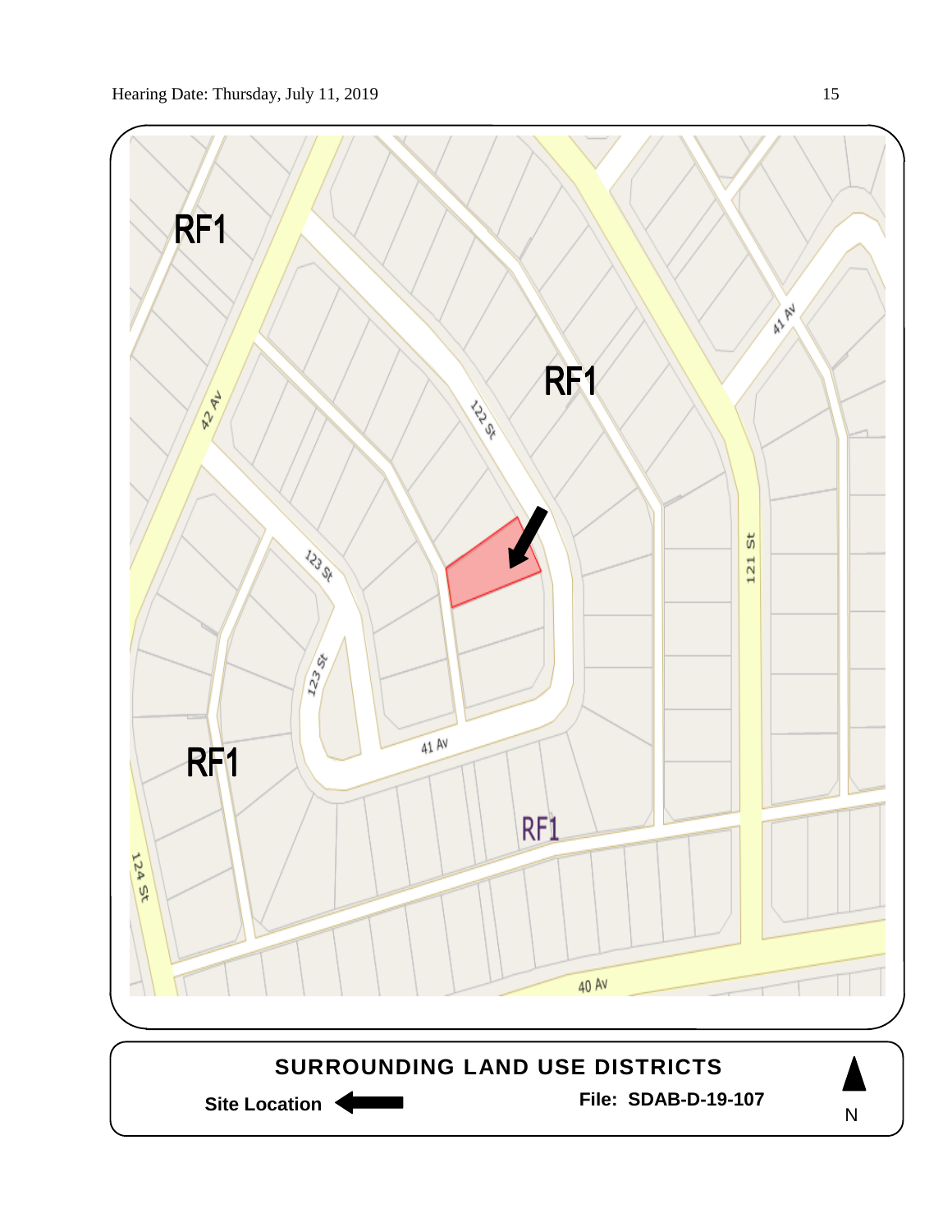RF1

RF1

RF1

RF1

42 Av

122 St

123 St

123 St

41 Av

41 Av

121 St

124 St

40 Av

**SURROUNDING LAND USE DISTRICTS**

**Site Location**

**File: SDAB-D-19-107**

N